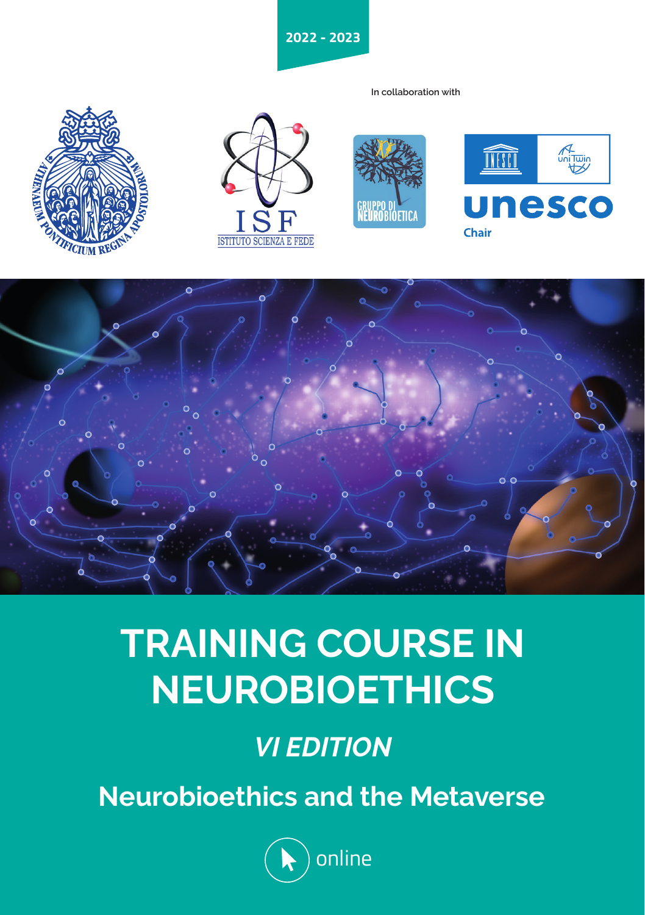2022 - 2023

In collaboration with

ISF
ISTITUTO SCIENZA E FEDE

GRUPPO DI NEUROBIOETICA

unesco Chair

# TRAINING COURSE IN NEUROBIOETHICS

## *VI EDITION*

## Neurobioethics and the Metaverse

online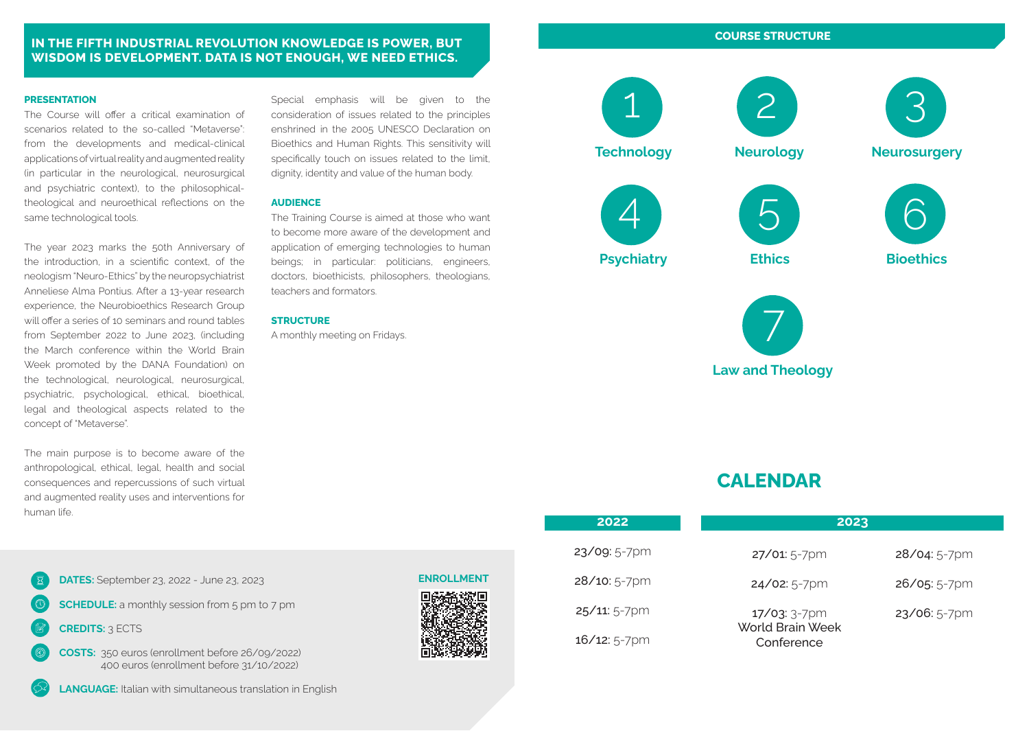## IN THE FIFTH INDUSTRIAL REVOLUTION KNOWLEDGE IS POWER, BUT WISDOM IS DEVELOPMENT. DATA IS NOT ENOUGH, WE NEED ETHICS.

### PRESENTATION

The Course will offer a critical examination of scenarios related to the so-called "Metaverse": from the developments and medical-clinical applications of virtual reality and augmented reality (in particular in the neurological, neurosurgical and psychiatric context), to the philosophical-theological and neuroethical reflections on the same technological tools.

The year 2023 marks the 50th Anniversary of the introduction, in a scientific context, of the neologism "Neuro-Ethics" by the neuropsychiatrist Anneliese Alma Pontius. After a 13-year research experience, the Neurobioethics Research Group will offer a series of 10 seminars and round tables from September 2022 to June 2023, (including the March conference within the World Brain Week promoted by the DANA Foundation) on the technological, neurological, neurosurgical, psychiatric, psychological, ethical, bioethical, legal and theological aspects related to the concept of "Metaverse".

The main purpose is to become aware of the anthropological, ethical, legal, health and social consequences and repercussions of such virtual and augmented reality uses and interventions for human life.

Special emphasis will be given to the consideration of issues related to the principles enshrined in the 2005 UNESCO Declaration on Bioethics and Human Rights. This sensitivity will specifically touch on issues related to the limit, dignity, identity and value of the human body.

### AUDIENCE

The Training Course is aimed at those who want to become more aware of the development and application of emerging technologies to human beings; in particular: politicians, engineers, doctors, bioethicists, philosophers, theologians, teachers and formators.

### STRUCTURE

A monthly meeting on Fridays.

**DATES:** September 23, 2022 - June 23, 2023

**SCHEDULE:** a monthly session from 5 pm to 7 pm

**CREDITS:** 3 ECTS

**COSTS:** 350 euros (enrollment before 26/09/2022)
400 euros (enrollment before 31/10/2022)

**LANGUAGE:** Italian with simultaneous translation in English

**ENROLLMENT**

## COURSE STRUCTURE

1. Technology
2. Neurology
3. Neurosurgery
4. Psychiatry
5. Ethics
6. Bioethics
7. Law and Theology

## CALENDAR

| 2022 | 2023 | |
|---|---|---|
| 23/09: 5-7pm | 27/01: 5-7pm | 28/04: 5-7pm |
| 28/10: 5-7pm | 24/02: 5-7pm | 26/05: 5-7pm |
| 25/11: 5-7pm | 17/03: 3-7pm World Brain Week Conference | 23/06: 5-7pm |
| 16/12: 5-7pm | | |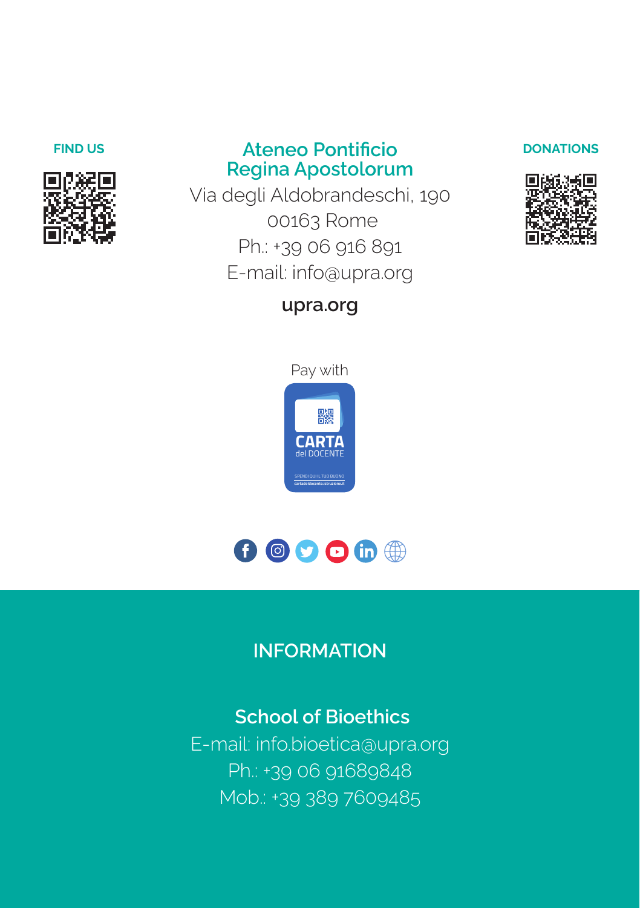FIND US

## Ateneo Pontificio Regina Apostolorum

Via degli Aldobrandeschi, 190
00163 Rome
Ph.: +39 06 916 891
E-mail: info@upra.org

**upra.org**

DONATIONS

Pay with

CARTA del DOCENTE

SPENDI QUI IL TUO BUONO
cartadeldocente.istruzione.it

## INFORMATION

### School of Bioethics

E-mail: info.bioetica@upra.org
Ph.: +39 06 91689848
Mob.: +39 389 7609485